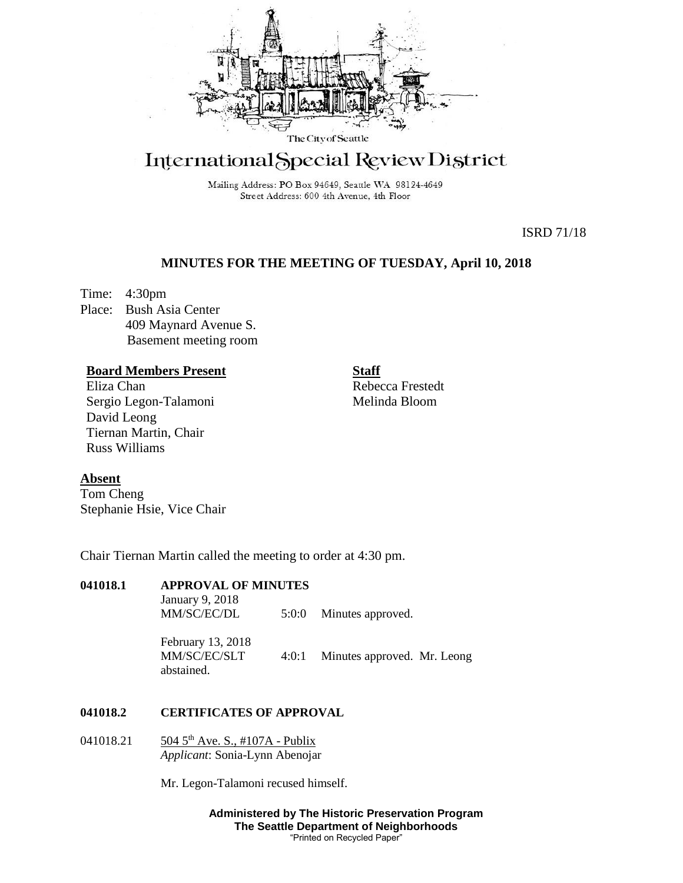The City of Seattle

# International Special Review District

Mailing Address: PO Box 94649, Seattle WA 98124-4649
Street Address: 600 4th Avenue, 4th Floor

ISRD 71/18

## MINUTES FOR THE MEETING OF TUESDAY, April 10, 2018

Time: 4:30pm
Place: Bush Asia Center
409 Maynard Avenue S.
Basement meeting room

**Board Members Present**
Eliza Chan
Sergio Legon-Talamoni
David Leong
Tiernan Martin, Chair
Russ Williams

**Staff**
Rebecca Frestedt
Melinda Bloom

**Absent**
Tom Cheng
Stephanie Hsie, Vice Chair

Chair Tiernan Martin called the meeting to order at 4:30 pm.

**041018.1 APPROVAL OF MINUTES**

January 9, 2018
MM/SC/EC/DL 5:0:0 Minutes approved.

February 13, 2018
MM/SC/EC/SLT 4:0:1 Minutes approved. Mr. Leong abstained.

**041018.2 CERTIFICATES OF APPROVAL**

041018.21 504 5th Ave. S., #107A - Publix
*Applicant*: Sonia-Lynn Abenojar

Mr. Legon-Talamoni recused himself.

**Administered by The Historic Preservation Program**
**The Seattle Department of Neighborhoods**
"Printed on Recycled Paper"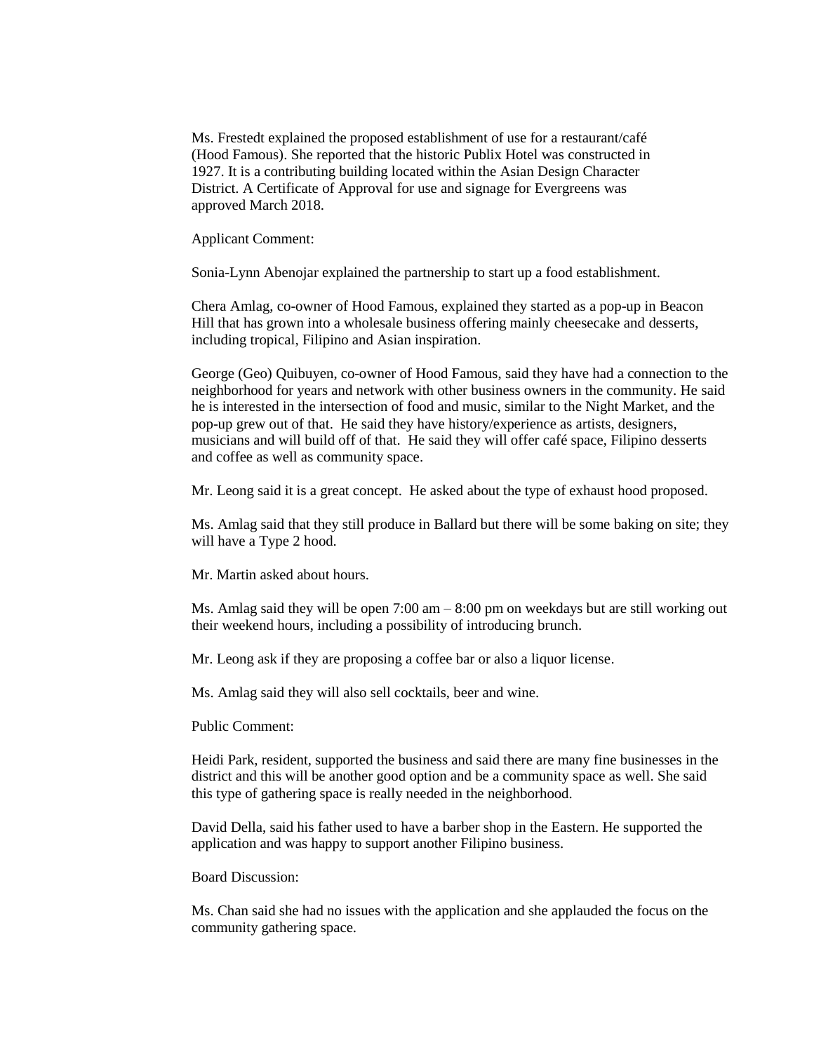Ms. Frestedt explained the proposed establishment of use for a restaurant/café (Hood Famous). She reported that the historic Publix Hotel was constructed in 1927. It is a contributing building located within the Asian Design Character District. A Certificate of Approval for use and signage for Evergreens was approved March 2018.

Applicant Comment:

Sonia-Lynn Abenojar explained the partnership to start up a food establishment.

Chera Amlag, co-owner of Hood Famous, explained they started as a pop-up in Beacon Hill that has grown into a wholesale business offering mainly cheesecake and desserts, including tropical, Filipino and Asian inspiration.

George (Geo) Quibuyen, co-owner of Hood Famous, said they have had a connection to the neighborhood for years and network with other business owners in the community. He said he is interested in the intersection of food and music, similar to the Night Market, and the pop-up grew out of that. He said they have history/experience as artists, designers, musicians and will build off of that. He said they will offer café space, Filipino desserts and coffee as well as community space.

Mr. Leong said it is a great concept. He asked about the type of exhaust hood proposed.

Ms. Amlag said that they still produce in Ballard but there will be some baking on site; they will have a Type 2 hood.

Mr. Martin asked about hours.

Ms. Amlag said they will be open 7:00 am – 8:00 pm on weekdays but are still working out their weekend hours, including a possibility of introducing brunch.

Mr. Leong ask if they are proposing a coffee bar or also a liquor license.

Ms. Amlag said they will also sell cocktails, beer and wine.

Public Comment:

Heidi Park, resident, supported the business and said there are many fine businesses in the district and this will be another good option and be a community space as well. She said this type of gathering space is really needed in the neighborhood.

David Della, said his father used to have a barber shop in the Eastern. He supported the application and was happy to support another Filipino business.

Board Discussion:

Ms. Chan said she had no issues with the application and she applauded the focus on the community gathering space.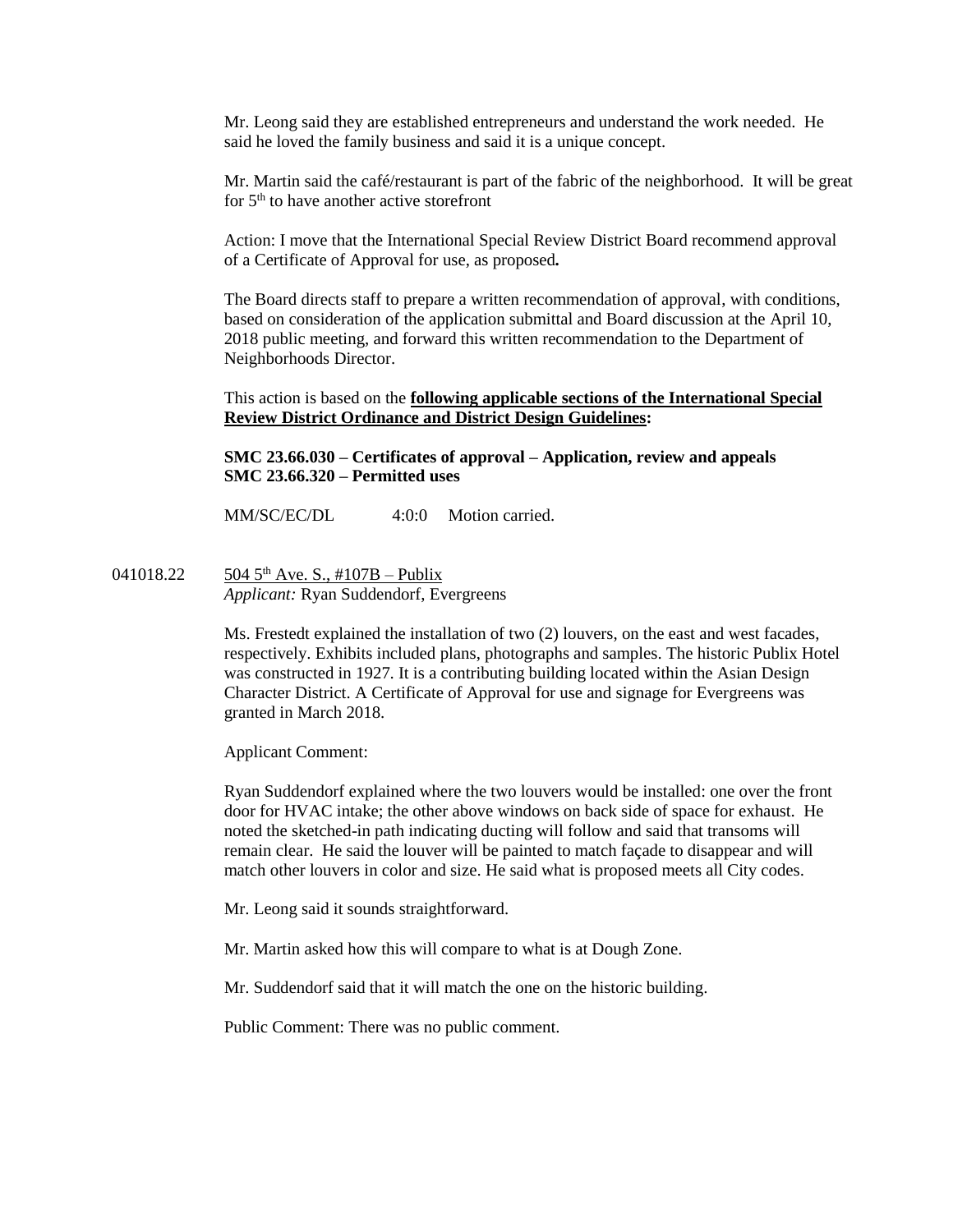Mr. Leong said they are established entrepreneurs and understand the work needed. He said he loved the family business and said it is a unique concept.

Mr. Martin said the café/restaurant is part of the fabric of the neighborhood. It will be great for 5th to have another active storefront

Action: I move that the International Special Review District Board recommend approval of a Certificate of Approval for use, as proposed**.**

The Board directs staff to prepare a written recommendation of approval, with conditions, based on consideration of the application submittal and Board discussion at the April 10, 2018 public meeting, and forward this written recommendation to the Department of Neighborhoods Director.

This action is based on the **following applicable sections of the International Special Review District Ordinance and District Design Guidelines:**

**SMC 23.66.030 – Certificates of approval – Application, review and appeals**
**SMC 23.66.320 – Permitted uses**

MM/SC/EC/DL 4:0:0 Motion carried.

041018.22 504 5th Ave. S., #107B – Publix
*Applicant:* Ryan Suddendorf, Evergreens

Ms. Frestedt explained the installation of two (2) louvers, on the east and west facades, respectively. Exhibits included plans, photographs and samples. The historic Publix Hotel was constructed in 1927. It is a contributing building located within the Asian Design Character District. A Certificate of Approval for use and signage for Evergreens was granted in March 2018.

Applicant Comment:

Ryan Suddendorf explained where the two louvers would be installed: one over the front door for HVAC intake; the other above windows on back side of space for exhaust. He noted the sketched-in path indicating ducting will follow and said that transoms will remain clear. He said the louver will be painted to match façade to disappear and will match other louvers in color and size. He said what is proposed meets all City codes.

Mr. Leong said it sounds straightforward.

Mr. Martin asked how this will compare to what is at Dough Zone.

Mr. Suddendorf said that it will match the one on the historic building.

Public Comment: There was no public comment.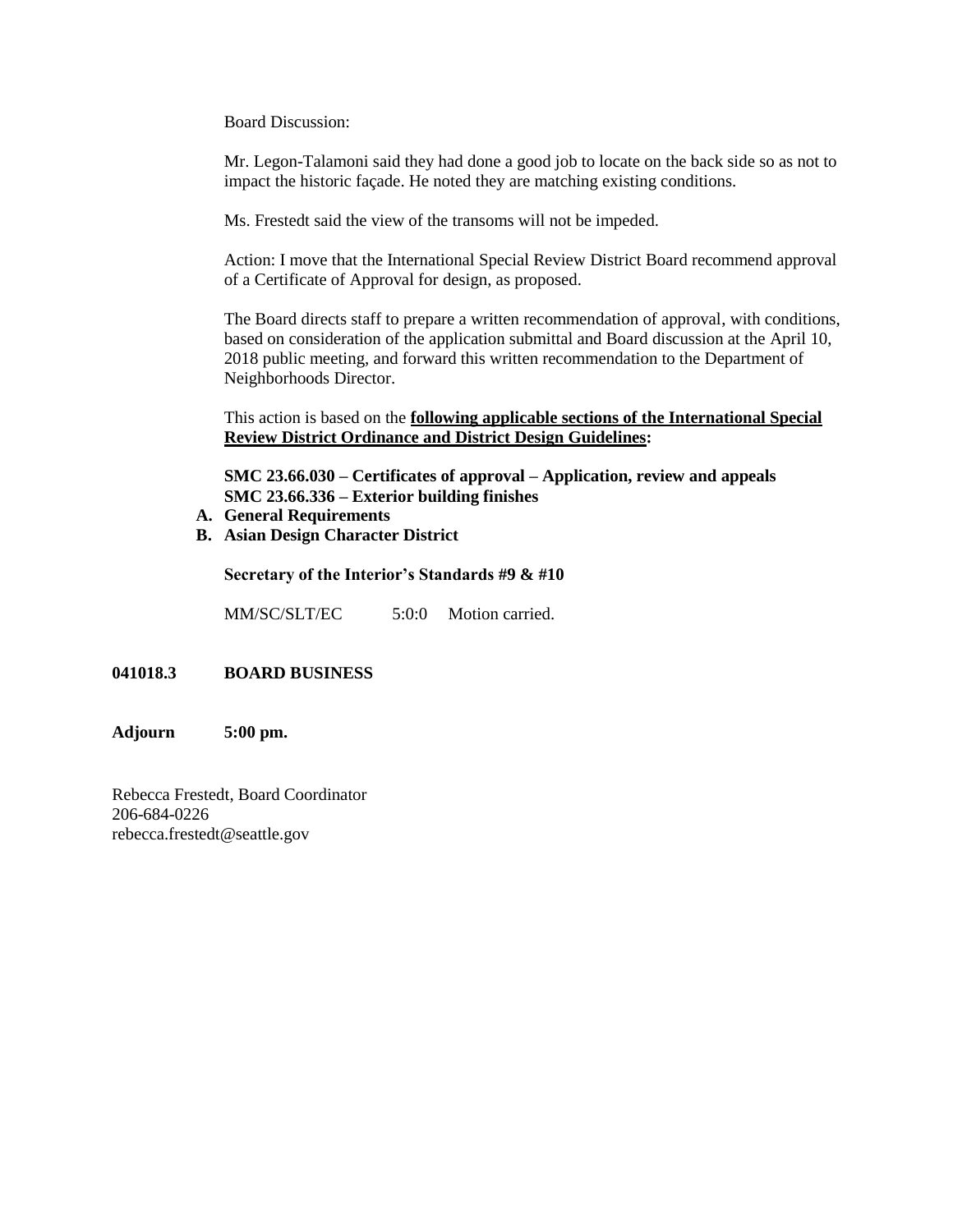Board Discussion:

Mr. Legon-Talamoni said they had done a good job to locate on the back side so as not to impact the historic façade. He noted they are matching existing conditions.

Ms. Frestedt said the view of the transoms will not be impeded.

Action: I move that the International Special Review District Board recommend approval of a Certificate of Approval for design, as proposed.

The Board directs staff to prepare a written recommendation of approval, with conditions, based on consideration of the application submittal and Board discussion at the April 10, 2018 public meeting, and forward this written recommendation to the Department of Neighborhoods Director.

This action is based on the **following applicable sections of the International Special Review District Ordinance and District Design Guidelines:**

**SMC 23.66.030 – Certificates of approval – Application, review and appeals**
**SMC 23.66.336 – Exterior building finishes**

**A. General Requirements**
**B. Asian Design Character District**

**Secretary of the Interior's Standards #9 & #10**

MM/SC/SLT/EC 5:0:0 Motion carried.

**041018.3 BOARD BUSINESS**

**Adjourn 5:00 pm.**

Rebecca Frestedt, Board Coordinator
206-684-0226
rebecca.frestedt@seattle.gov